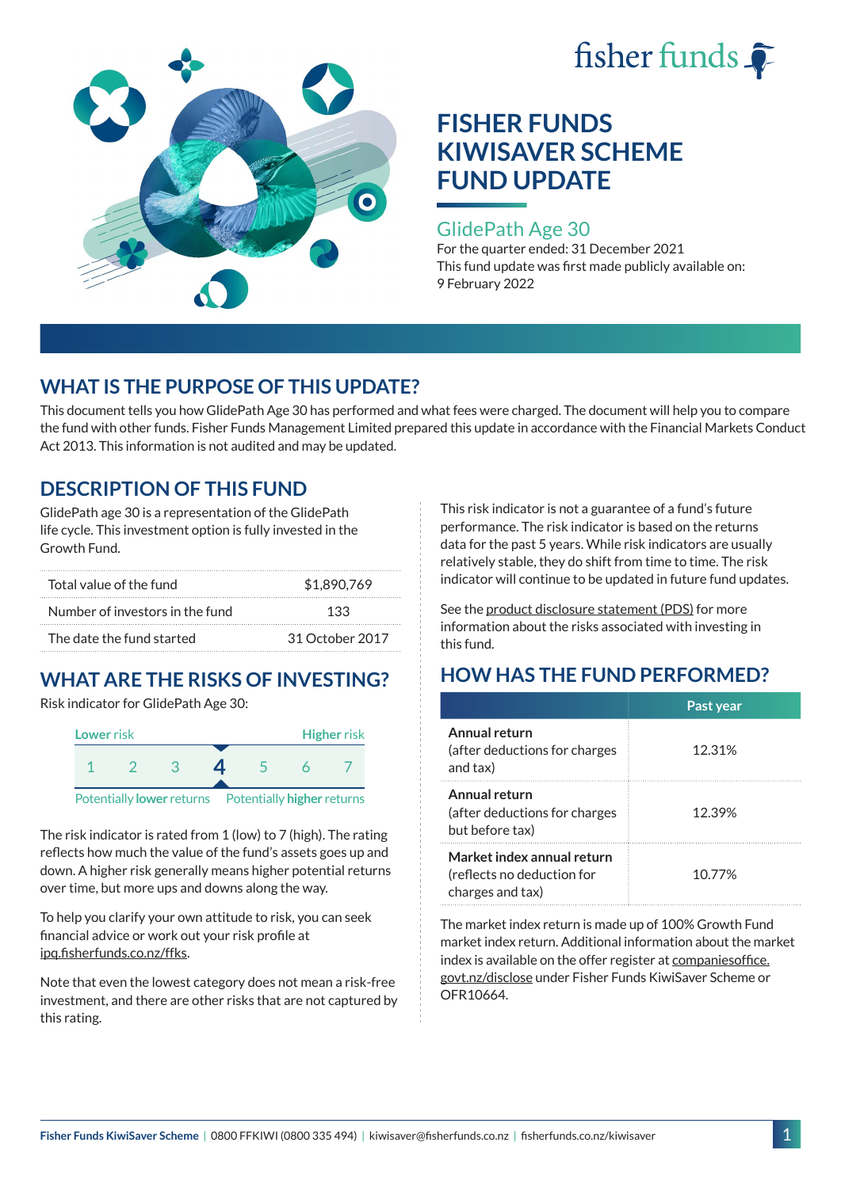# FISHER FUNDS KIWISAVER SCHEME FUND UPDATE

## GlidePath Age 30

For the quarter ended: 31 December 2021

This fund update was first made publicly available on: 9 February 2022

## WHAT IS THE PURPOSE OF THIS UPDATE?

This document tells you how GlidePath Age 30 has performed and what fees were charged. The document will help you to compare the fund with other funds. Fisher Funds Management Limited prepared this update in accordance with the Financial Markets Conduct Act 2013. This information is not audited and may be updated.

## DESCRIPTION OF THIS FUND

GlidePath age 30 is a representation of the GlidePath life cycle. This investment option is fully invested in the Growth Fund.

| | |
|---|---|
| Total value of the fund | $1,890,769 |
| Number of investors in the fund | 133 |
| The date the fund started | 31 October 2017 |

## WHAT ARE THE RISKS OF INVESTING?

Risk indicator for GlidePath Age 30:

Lower risk — Higher risk

1 2 3 **4** 5 6 7

Potentially **lower** returns — Potentially **higher** returns

The risk indicator is rated from 1 (low) to 7 (high). The rating reflects how much the value of the fund's assets goes up and down. A higher risk generally means higher potential returns over time, but more ups and downs along the way.

To help you clarify your own attitude to risk, you can seek financial advice or work out your risk profile at ipq.fisherfunds.co.nz/ffks.

Note that even the lowest category does not mean a risk-free investment, and there are other risks that are not captured by this rating.

This risk indicator is not a guarantee of a fund's future performance. The risk indicator is based on the returns data for the past 5 years. While risk indicators are usually relatively stable, they do shift from time to time. The risk indicator will continue to be updated in future fund updates.

See the product disclosure statement (PDS) for more information about the risks associated with investing in this fund.

## HOW HAS THE FUND PERFORMED?

| | Past year |
|---|---|
| **Annual return** (after deductions for charges and tax) | 12.31% |
| **Annual return** (after deductions for charges but before tax) | 12.39% |
| **Market index annual return** (reflects no deduction for charges and tax) | 10.77% |

The market index return is made up of 100% Growth Fund market index return. Additional information about the market index is available on the offer register at companiesoffice.govt.nz/disclose under Fisher Funds KiwiSaver Scheme or OFR10664.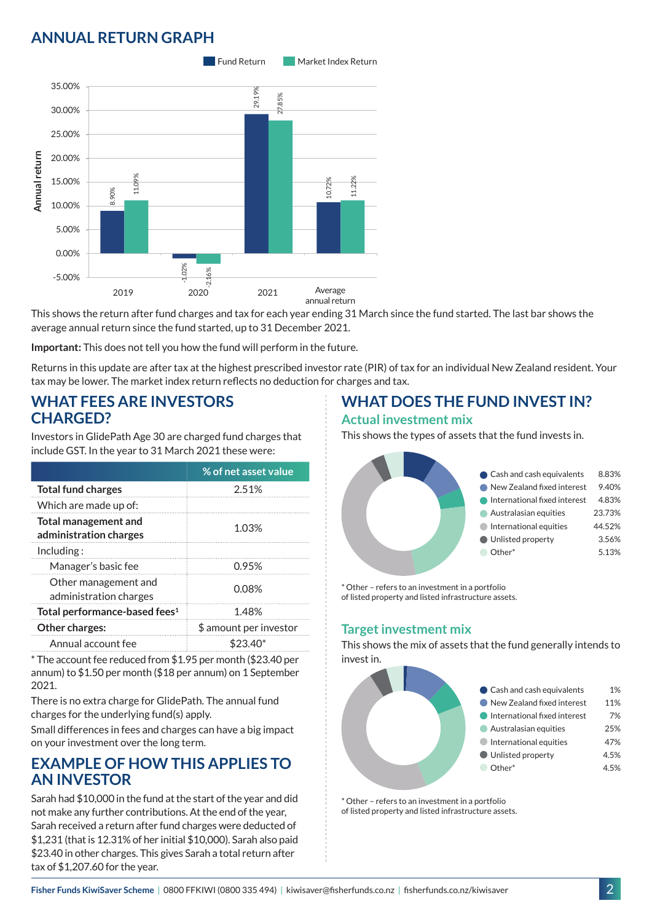## ANNUAL RETURN GRAPH

| | Fund Return | Market Index Return |
|---|---|---|
| 2019 | 8.90% | 11.09% |
| 2020 | -1.02% | -2.16% |
| 2021 | 29.19% | 27.85% |
| Average annual return | 10.72% | 11.22% |

This shows the return after fund charges and tax for each year ending 31 March since the fund started. The last bar shows the average annual return since the fund started, up to 31 December 2021.

**Important:** This does not tell you how the fund will perform in the future.

Returns in this update are after tax at the highest prescribed investor rate (PIR) of tax for an individual New Zealand resident. Your tax may be lower. The market index return reflects no deduction for charges and tax.

## WHAT FEES ARE INVESTORS CHARGED?

Investors in GlidePath Age 30 are charged fund charges that include GST. In the year to 31 March 2021 these were:

| | % of net asset value |
|---|---|
| **Total fund charges** | 2.51% |
| Which are made up of: | |
| **Total management and administration charges** | 1.03% |
| Including: | |
| Manager's basic fee | 0.95% |
| Other management and administration charges | 0.08% |
| **Total performance-based fees[1]** | 1.48% |
| **Other charges:** | $ amount per investor |
| Annual account fee | $23.40* |

* The account fee reduced from $1.95 per month ($23.40 per annum) to $1.50 per month ($18 per annum) on 1 September 2021.

There is no extra charge for GlidePath. The annual fund charges for the underlying fund(s) apply.

Small differences in fees and charges can have a big impact on your investment over the long term.

## EXAMPLE OF HOW THIS APPLIES TO AN INVESTOR

Sarah had $10,000 in the fund at the start of the year and did not make any further contributions. At the end of the year, Sarah received a return after fund charges were deducted of $1,231 (that is 12.31% of her initial $10,000). Sarah also paid $23.40 in other charges. This gives Sarah a total return after tax of $1,207.60 for the year.

## WHAT DOES THE FUND INVEST IN?

### Actual investment mix

This shows the types of assets that the fund invests in.

| Asset type | % |
|---|---|
| Cash and cash equivalents | 8.83% |
| New Zealand fixed interest | 9.40% |
| International fixed interest | 4.83% |
| Australasian equities | 23.73% |
| International equities | 44.52% |
| Unlisted property | 3.56% |
| Other* | 5.13% |

* Other – refers to an investment in a portfolio of listed property and listed infrastructure assets.

### Target investment mix

This shows the mix of assets that the fund generally intends to invest in.

| Asset type | % |
|---|---|
| Cash and cash equivalents | 1% |
| New Zealand fixed interest | 11% |
| International fixed interest | 7% |
| Australasian equities | 25% |
| International equities | 47% |
| Unlisted property | 4.5% |
| Other* | 4.5% |

* Other – refers to an investment in a portfolio of listed property and listed infrastructure assets.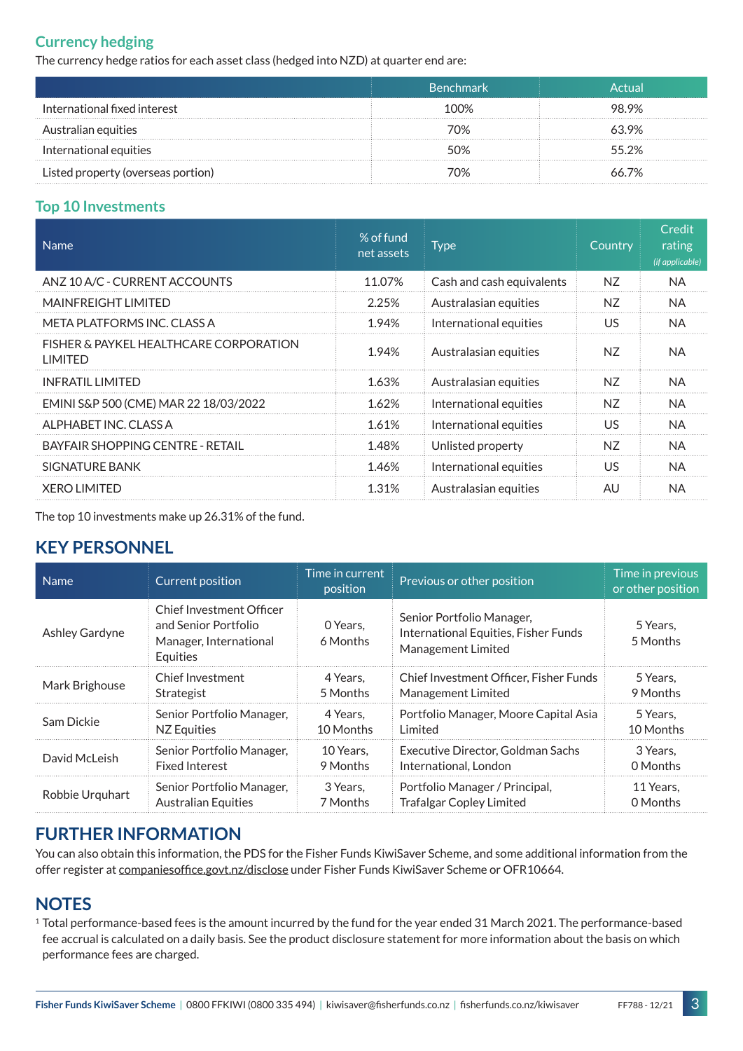## Currency hedging

The currency hedge ratios for each asset class (hedged into NZD) at quarter end are:

| | Benchmark | Actual |
|---|---|---|
| International fixed interest | 100% | 98.9% |
| Australian equities | 70% | 63.9% |
| International equities | 50% | 55.2% |
| Listed property (overseas portion) | 70% | 66.7% |

## Top 10 Investments

| Name | % of fund net assets | Type | Country | Credit rating *(if applicable)* |
|---|---|---|---|---|
| ANZ 10 A/C - CURRENT ACCOUNTS | 11.07% | Cash and cash equivalents | NZ | NA |
| MAINFREIGHT LIMITED | 2.25% | Australasian equities | NZ | NA |
| META PLATFORMS INC. CLASS A | 1.94% | International equities | US | NA |
| FISHER & PAYKEL HEALTHCARE CORPORATION LIMITED | 1.94% | Australasian equities | NZ | NA |
| INFRATIL LIMITED | 1.63% | Australasian equities | NZ | NA |
| EMINI S&P 500 (CME) MAR 22 18/03/2022 | 1.62% | International equities | NZ | NA |
| ALPHABET INC. CLASS A | 1.61% | International equities | US | NA |
| BAYFAIR SHOPPING CENTRE - RETAIL | 1.48% | Unlisted property | NZ | NA |
| SIGNATURE BANK | 1.46% | International equities | US | NA |
| XERO LIMITED | 1.31% | Australasian equities | AU | NA |

The top 10 investments make up 26.31% of the fund.

## KEY PERSONNEL

| Name | Current position | Time in current position | Previous or other position | Time in previous or other position |
|---|---|---|---|---|
| Ashley Gardyne | Chief Investment Officer and Senior Portfolio Manager, International Equities | 0 Years, 6 Months | Senior Portfolio Manager, International Equities, Fisher Funds Management Limited | 5 Years, 5 Months |
| Mark Brighouse | Chief Investment Strategist | 4 Years, 5 Months | Chief Investment Officer, Fisher Funds Management Limited | 5 Years, 9 Months |
| Sam Dickie | Senior Portfolio Manager, NZ Equities | 4 Years, 10 Months | Portfolio Manager, Moore Capital Asia Limited | 5 Years, 10 Months |
| David McLeish | Senior Portfolio Manager, Fixed Interest | 10 Years, 9 Months | Executive Director, Goldman Sachs International, London | 3 Years, 0 Months |
| Robbie Urquhart | Senior Portfolio Manager, Australian Equities | 3 Years, 7 Months | Portfolio Manager / Principal, Trafalgar Copley Limited | 11 Years, 0 Months |

## FURTHER INFORMATION

You can also obtain this information, the PDS for the Fisher Funds KiwiSaver Scheme, and some additional information from the offer register at companiesoffice.govt.nz/disclose under Fisher Funds KiwiSaver Scheme or OFR10664.

## NOTES

[1] Total performance-based fees is the amount incurred by the fund for the year ended 31 March 2021. The performance-based fee accrual is calculated on a daily basis. See the product disclosure statement for more information about the basis on which performance fees are charged.